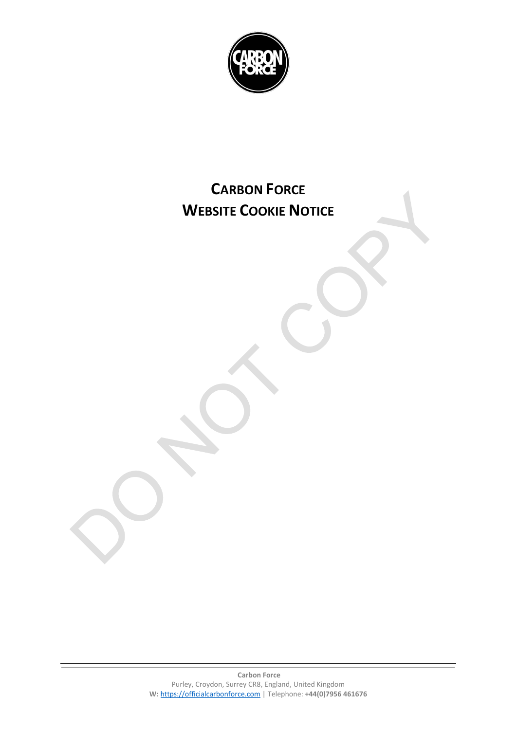# CARBON FORCE
# WEBSITE COOKIE NOTICE

**Carbon Force**
Purley, Croydon, Surrey CR8, England, United Kingdom
**W:** https://officialcarbonforce.com | Telephone: **+44(0)7956 461676**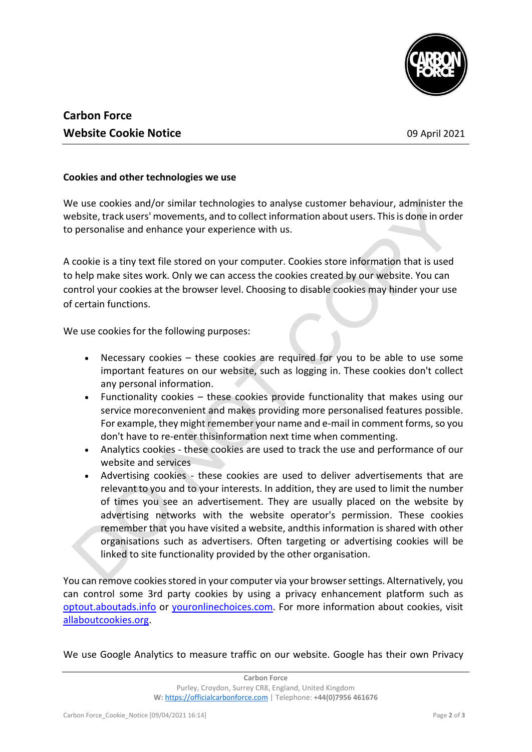**Carbon Force**
**Website Cookie Notice**

09 April 2021

**Cookies and other technologies we use**

We use cookies and/or similar technologies to analyse customer behaviour, administer the website, track users' movements, and to collect information about users. This is done in order to personalise and enhance your experience with us.

A cookie is a tiny text file stored on your computer. Cookies store information that is used to help make sites work. Only we can access the cookies created by our website. You can control your cookies at the browser level. Choosing to disable cookies may hinder your use of certain functions.

We use cookies for the following purposes:

- Necessary cookies – these cookies are required for you to be able to use some important features on our website, such as logging in. These cookies don't collect any personal information.
- Functionality cookies – these cookies provide functionality that makes using our service moreconvenient and makes providing more personalised features possible. For example, they might remember your name and e-mail in comment forms, so you don't have to re-enter thisinformation next time when commenting.
- Analytics cookies - these cookies are used to track the use and performance of our website and services
- Advertising cookies - these cookies are used to deliver advertisements that are relevant to you and to your interests. In addition, they are used to limit the number of times you see an advertisement. They are usually placed on the website by advertising networks with the website operator's permission. These cookies remember that you have visited a website, andthis information is shared with other organisations such as advertisers. Often targeting or advertising cookies will be linked to site functionality provided by the other organisation.

You can remove cookies stored in your computer via your browser settings. Alternatively, you can control some 3rd party cookies by using a privacy enhancement platform such as optout.aboutads.info or youronlinechoices.com. For more information about cookies, visit allaboutcookies.org.

We use Google Analytics to measure traffic on our website. Google has their own Privacy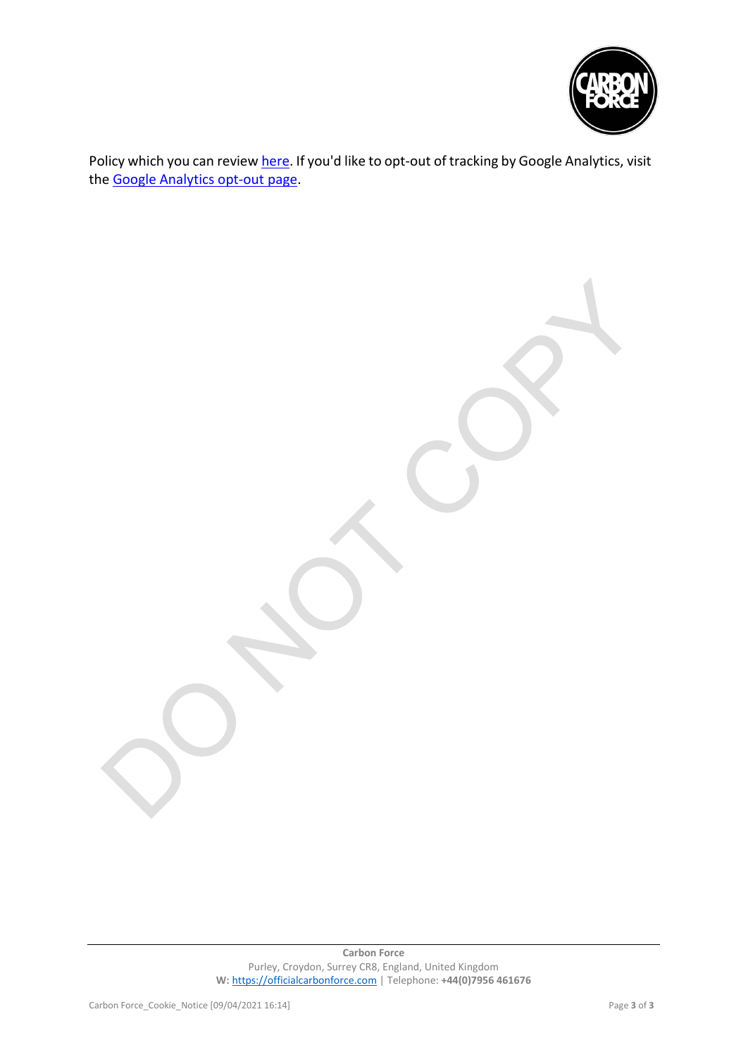Policy which you can review here. If you'd like to opt-out of tracking by Google Analytics, visit the Google Analytics opt-out page.